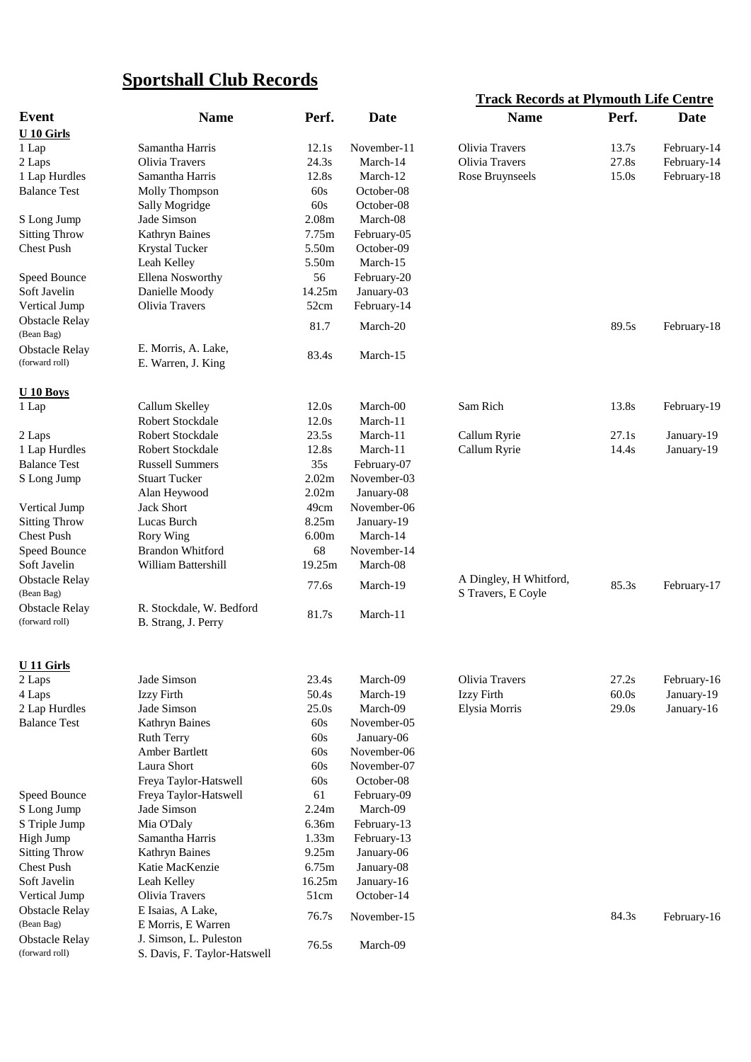# Sportshall Club Records

| Event | Name | Perf. | Date | Track Records at Plymouth Life Centre Name | Perf. | Date |
|---|---|---|---|---|---|---|
| **U 10 Girls** | | | | | | |
| 1 Lap | Samantha Harris | 12.1s | November-11 | Olivia Travers | 13.7s | February-14 |
| 2 Laps | Olivia Travers | 24.3s | March-14 | Olivia Travers | 27.8s | February-14 |
| 1 Lap Hurdles | Samantha Harris | 12.8s | March-12 | Rose Bruynseels | 15.0s | February-18 |
| Balance Test | Molly Thompson | 60s | October-08 | | | |
| | Sally Mogridge | 60s | October-08 | | | |
| S Long Jump | Jade Simson | 2.08m | March-08 | | | |
| Sitting Throw | Kathryn Baines | 7.75m | February-05 | | | |
| Chest Push | Krystal Tucker | 5.50m | October-09 | | | |
| | Leah Kelley | 5.50m | March-15 | | | |
| Speed Bounce | Ellena Nosworthy | 56 | February-20 | | | |
| Soft Javelin | Danielle Moody | 14.25m | January-03 | | | |
| Vertical Jump | Olivia Travers | 52cm | February-14 | | | |
| Obstacle Relay (Bean Bag) | | 81.7 | March-20 | | 89.5s | February-18 |
| Obstacle Relay (forward roll) | E. Morris, A. Lake, E. Warren, J. King | 83.4s | March-15 | | | |
| **U 10 Boys** | | | | | | |
| 1 Lap | Callum Skelley | 12.0s | March-00 | Sam Rich | 13.8s | February-19 |
| | Robert Stockdale | 12.0s | March-11 | | | |
| 2 Laps | Robert Stockdale | 23.5s | March-11 | Callum Ryrie | 27.1s | January-19 |
| 1 Lap Hurdles | Robert Stockdale | 12.8s | March-11 | Callum Ryrie | 14.4s | January-19 |
| Balance Test | Russell Summers | 35s | February-07 | | | |
| S Long Jump | Stuart Tucker | 2.02m | November-03 | | | |
| | Alan Heywood | 2.02m | January-08 | | | |
| Vertical Jump | Jack Short | 49cm | November-06 | | | |
| Sitting Throw | Lucas Burch | 8.25m | January-19 | | | |
| Chest Push | Rory Wing | 6.00m | March-14 | | | |
| Speed Bounce | Brandon Whitford | 68 | November-14 | | | |
| Soft Javelin | William Battershill | 19.25m | March-08 | | | |
| Obstacle Relay (Bean Bag) | | 77.6s | March-19 | A Dingley, H Whitford, S Travers, E Coyle | 85.3s | February-17 |
| Obstacle Relay (forward roll) | R. Stockdale, W. Bedford B. Strang, J. Perry | 81.7s | March-11 | | | |
| **U 11 Girls** | | | | | | |
| 2 Laps | Jade Simson | 23.4s | March-09 | Olivia Travers | 27.2s | February-16 |
| 4 Laps | Izzy Firth | 50.4s | March-19 | Izzy Firth | 60.0s | January-19 |
| 2 Lap Hurdles | Jade Simson | 25.0s | March-09 | Elysia Morris | 29.0s | January-16 |
| Balance Test | Kathryn Baines | 60s | November-05 | | | |
| | Ruth Terry | 60s | January-06 | | | |
| | Amber Bartlett | 60s | November-06 | | | |
| | Laura Short | 60s | November-07 | | | |
| | Freya Taylor-Hatswell | 60s | October-08 | | | |
| Speed Bounce | Freya Taylor-Hatswell | 61 | February-09 | | | |
| S Long Jump | Jade Simson | 2.24m | March-09 | | | |
| S Triple Jump | Mia O'Daly | 6.36m | February-13 | | | |
| High Jump | Samantha Harris | 1.33m | February-13 | | | |
| Sitting Throw | Kathryn Baines | 9.25m | January-06 | | | |
| Chest Push | Katie MacKenzie | 6.75m | January-08 | | | |
| Soft Javelin | Leah Kelley | 16.25m | January-16 | | | |
| Vertical Jump | Olivia Travers | 51cm | October-14 | | | |
| Obstacle Relay (Bean Bag) | E Isaias, A Lake, E Morris, E Warren | 76.7s | November-15 | | 84.3s | February-16 |
| Obstacle Relay (forward roll) | J. Simson, L. Puleston S. Davis, F. Taylor-Hatswell | 76.5s | March-09 | | | |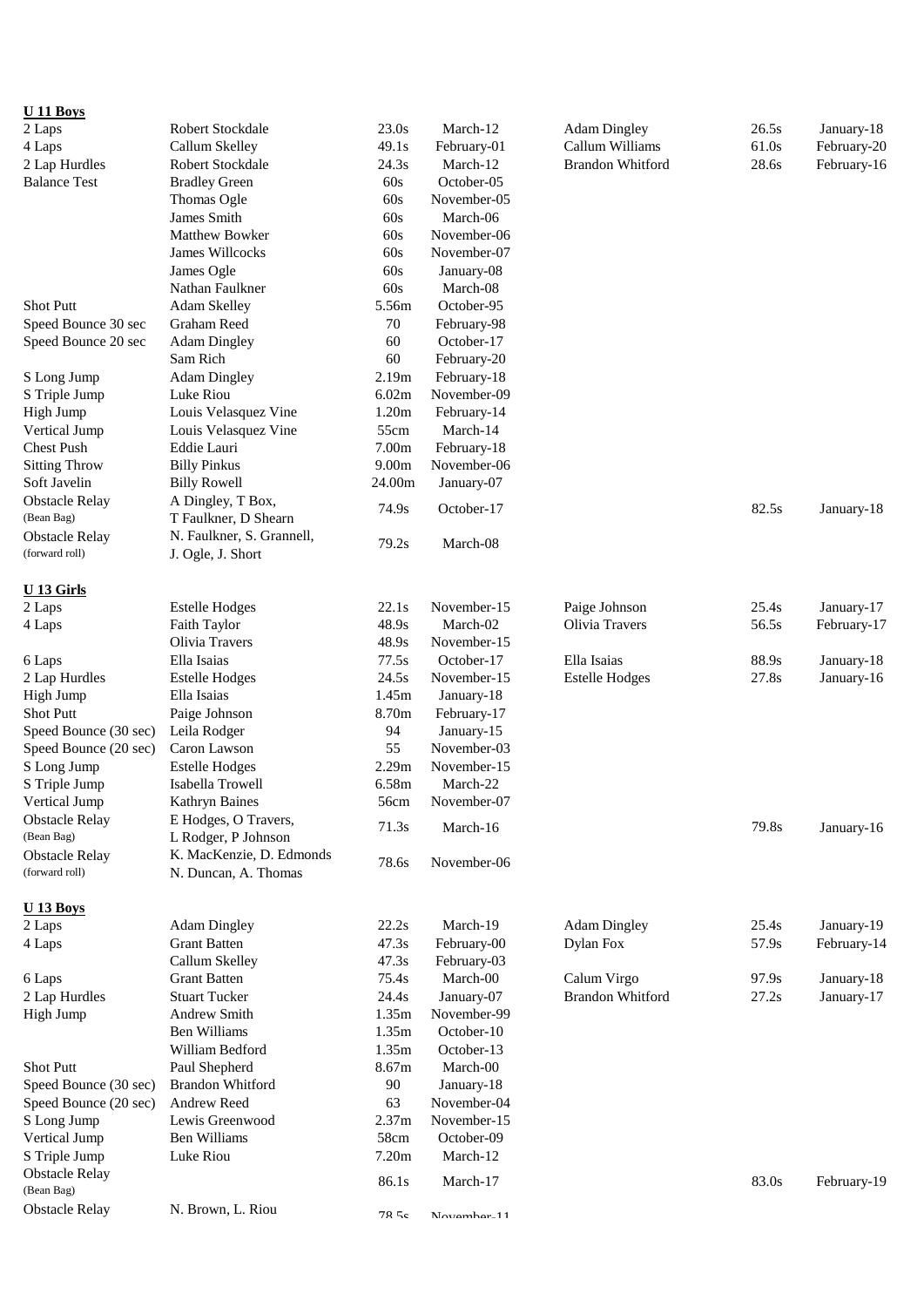**U 11 Boys**

| Event | Name | Result | Date | Name | Result | Date |
|---|---|---|---|---|---|---|
| 2 Laps | Robert Stockdale | 23.0s | March-12 | Adam Dingley | 26.5s | January-18 |
| 4 Laps | Callum Skelley | 49.1s | February-01 | Callum Williams | 61.0s | February-20 |
| 2 Lap Hurdles | Robert Stockdale | 24.3s | March-12 | Brandon Whitford | 28.6s | February-16 |
| Balance Test | Bradley Green | 60s | October-05 | | | |
| | Thomas Ogle | 60s | November-05 | | | |
| | James Smith | 60s | March-06 | | | |
| | Matthew Bowker | 60s | November-06 | | | |
| | James Willcocks | 60s | November-07 | | | |
| | James Ogle | 60s | January-08 | | | |
| | Nathan Faulkner | 60s | March-08 | | | |
| Shot Putt | Adam Skelley | 5.56m | October-95 | | | |
| Speed Bounce 30 sec | Graham Reed | 70 | February-98 | | | |
| Speed Bounce 20 sec | Adam Dingley | 60 | October-17 | | | |
| | Sam Rich | 60 | February-20 | | | |
| S Long Jump | Adam Dingley | 2.19m | February-18 | | | |
| S Triple Jump | Luke Riou | 6.02m | November-09 | | | |
| High Jump | Louis Velasquez Vine | 1.20m | February-14 | | | |
| Vertical Jump | Louis Velasquez Vine | 55cm | March-14 | | | |
| Chest Push | Eddie Lauri | 7.00m | February-18 | | | |
| Sitting Throw | Billy Pinkus | 9.00m | November-06 | | | |
| Soft Javelin | Billy Rowell | 24.00m | January-07 | | | |
| Obstacle Relay (Bean Bag) | A Dingley, T Box, T Faulkner, D Shearn | 74.9s | October-17 | | 82.5s | January-18 |
| Obstacle Relay (forward roll) | N. Faulkner, S. Grannell, J. Ogle, J. Short | 79.2s | March-08 | | | |

**U 13 Girls**

| Event | Name | Result | Date | Name | Result | Date |
|---|---|---|---|---|---|---|
| 2 Laps | Estelle Hodges | 22.1s | November-15 | Paige Johnson | 25.4s | January-17 |
| 4 Laps | Faith Taylor | 48.9s | March-02 | Olivia Travers | 56.5s | February-17 |
| | Olivia Travers | 48.9s | November-15 | | | |
| 6 Laps | Ella Isaias | 77.5s | October-17 | Ella Isaias | 88.9s | January-18 |
| 2 Lap Hurdles | Estelle Hodges | 24.5s | November-15 | Estelle Hodges | 27.8s | January-16 |
| High Jump | Ella Isaias | 1.45m | January-18 | | | |
| Shot Putt | Paige Johnson | 8.70m | February-17 | | | |
| Speed Bounce (30 sec) | Leila Rodger | 94 | January-15 | | | |
| Speed Bounce (20 sec) | Caron Lawson | 55 | November-03 | | | |
| S Long Jump | Estelle Hodges | 2.29m | November-15 | | | |
| S Triple Jump | Isabella Trowell | 6.58m | March-22 | | | |
| Vertical Jump | Kathryn Baines | 56cm | November-07 | | | |
| Obstacle Relay (Bean Bag) | E Hodges, O Travers, L Rodger, P Johnson | 71.3s | March-16 | | 79.8s | January-16 |
| Obstacle Relay (forward roll) | K. MacKenzie, D. Edmonds N. Duncan, A. Thomas | 78.6s | November-06 | | | |

**U 13 Boys**

| Event | Name | Result | Date | Name | Result | Date |
|---|---|---|---|---|---|---|
| 2 Laps | Adam Dingley | 22.2s | March-19 | Adam Dingley | 25.4s | January-19 |
| 4 Laps | Grant Batten | 47.3s | February-00 | Dylan Fox | 57.9s | February-14 |
| | Callum Skelley | 47.3s | February-03 | | | |
| 6 Laps | Grant Batten | 75.4s | March-00 | Calum Virgo | 97.9s | January-18 |
| 2 Lap Hurdles | Stuart Tucker | 24.4s | January-07 | Brandon Whitford | 27.2s | January-17 |
| High Jump | Andrew Smith | 1.35m | November-99 | | | |
| | Ben Williams | 1.35m | October-10 | | | |
| | William Bedford | 1.35m | October-13 | | | |
| Shot Putt | Paul Shepherd | 8.67m | March-00 | | | |
| Speed Bounce (30 sec) | Brandon Whitford | 90 | January-18 | | | |
| Speed Bounce (20 sec) | Andrew Reed | 63 | November-04 | | | |
| S Long Jump | Lewis Greenwood | 2.37m | November-15 | | | |
| Vertical Jump | Ben Williams | 58cm | October-09 | | | |
| S Triple Jump | Luke Riou | 7.20m | March-12 | | | |
| Obstacle Relay (Bean Bag) | | 86.1s | March-17 | | 83.0s | February-19 |
| Obstacle Relay | N. Brown, L. Riou | 78.5s | November-11 | | | |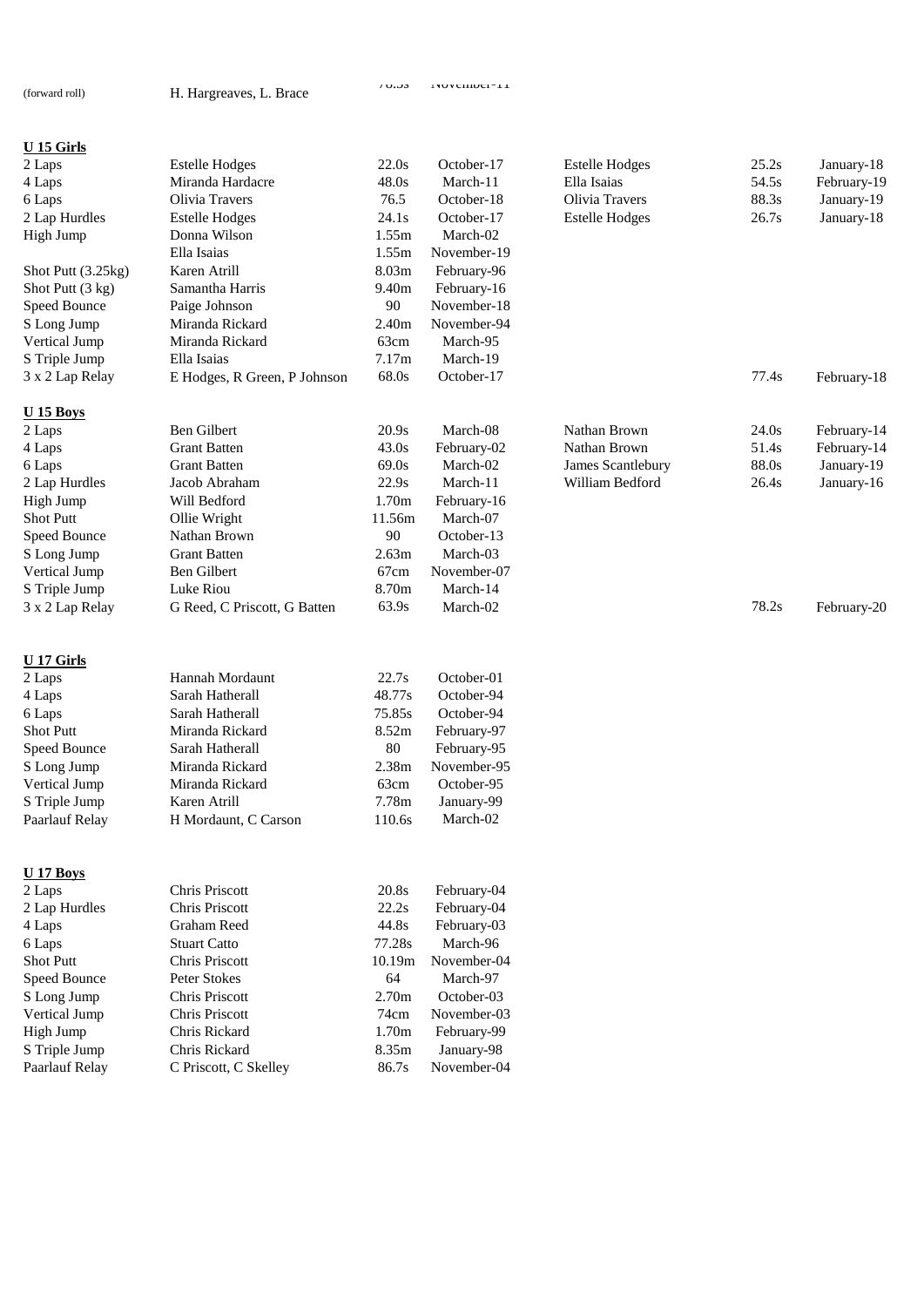| | | | | | | |
|---|---|---|---|---|---|---|
| (forward roll) | H. Hargreaves, L. Brace | 78.5s | November-11 | | | |

**U 15 Girls**

| | | | | | | |
|---|---|---|---|---|---|---|
| 2 Laps | Estelle Hodges | 22.0s | October-17 | Estelle Hodges | 25.2s | January-18 |
| 4 Laps | Miranda Hardacre | 48.0s | March-11 | Ella Isaias | 54.5s | February-19 |
| 6 Laps | Olivia Travers | 76.5 | October-18 | Olivia Travers | 88.3s | January-19 |
| 2 Lap Hurdles | Estelle Hodges | 24.1s | October-17 | Estelle Hodges | 26.7s | January-18 |
| High Jump | Donna Wilson | 1.55m | March-02 | | | |
| | Ella Isaias | 1.55m | November-19 | | | |
| Shot Putt (3.25kg) | Karen Atrill | 8.03m | February-96 | | | |
| Shot Putt (3 kg) | Samantha Harris | 9.40m | February-16 | | | |
| Speed Bounce | Paige Johnson | 90 | November-18 | | | |
| S Long Jump | Miranda Rickard | 2.40m | November-94 | | | |
| Vertical Jump | Miranda Rickard | 63cm | March-95 | | | |
| S Triple Jump | Ella Isaias | 7.17m | March-19 | | | |
| 3 x 2 Lap Relay | E Hodges, R Green, P Johnson | 68.0s | October-17 | | 77.4s | February-18 |

**U 15 Boys**

| | | | | | | |
|---|---|---|---|---|---|---|
| 2 Laps | Ben Gilbert | 20.9s | March-08 | Nathan Brown | 24.0s | February-14 |
| 4 Laps | Grant Batten | 43.0s | February-02 | Nathan Brown | 51.4s | February-14 |
| 6 Laps | Grant Batten | 69.0s | March-02 | James Scantlebury | 88.0s | January-19 |
| 2 Lap Hurdles | Jacob Abraham | 22.9s | March-11 | William Bedford | 26.4s | January-16 |
| High Jump | Will Bedford | 1.70m | February-16 | | | |
| Shot Putt | Ollie Wright | 11.56m | March-07 | | | |
| Speed Bounce | Nathan Brown | 90 | October-13 | | | |
| S Long Jump | Grant Batten | 2.63m | March-03 | | | |
| Vertical Jump | Ben Gilbert | 67cm | November-07 | | | |
| S Triple Jump | Luke Riou | 8.70m | March-14 | | | |
| 3 x 2 Lap Relay | G Reed, C Priscott, G Batten | 63.9s | March-02 | | 78.2s | February-20 |

**U 17 Girls**

| | | | |
|---|---|---|---|
| 2 Laps | Hannah Mordaunt | 22.7s | October-01 |
| 4 Laps | Sarah Hatherall | 48.77s | October-94 |
| 6 Laps | Sarah Hatherall | 75.85s | October-94 |
| Shot Putt | Miranda Rickard | 8.52m | February-97 |
| Speed Bounce | Sarah Hatherall | 80 | February-95 |
| S Long Jump | Miranda Rickard | 2.38m | November-95 |
| Vertical Jump | Miranda Rickard | 63cm | October-95 |
| S Triple Jump | Karen Atrill | 7.78m | January-99 |
| Paarlauf Relay | H Mordaunt, C Carson | 110.6s | March-02 |

**U 17 Boys**

| | | | |
|---|---|---|---|
| 2 Laps | Chris Priscott | 20.8s | February-04 |
| 2 Lap Hurdles | Chris Priscott | 22.2s | February-04 |
| 4 Laps | Graham Reed | 44.8s | February-03 |
| 6 Laps | Stuart Catto | 77.28s | March-96 |
| Shot Putt | Chris Priscott | 10.19m | November-04 |
| Speed Bounce | Peter Stokes | 64 | March-97 |
| S Long Jump | Chris Priscott | 2.70m | October-03 |
| Vertical Jump | Chris Priscott | 74cm | November-03 |
| High Jump | Chris Rickard | 1.70m | February-99 |
| S Triple Jump | Chris Rickard | 8.35m | January-98 |
| Paarlauf Relay | C Priscott, C Skelley | 86.7s | November-04 |